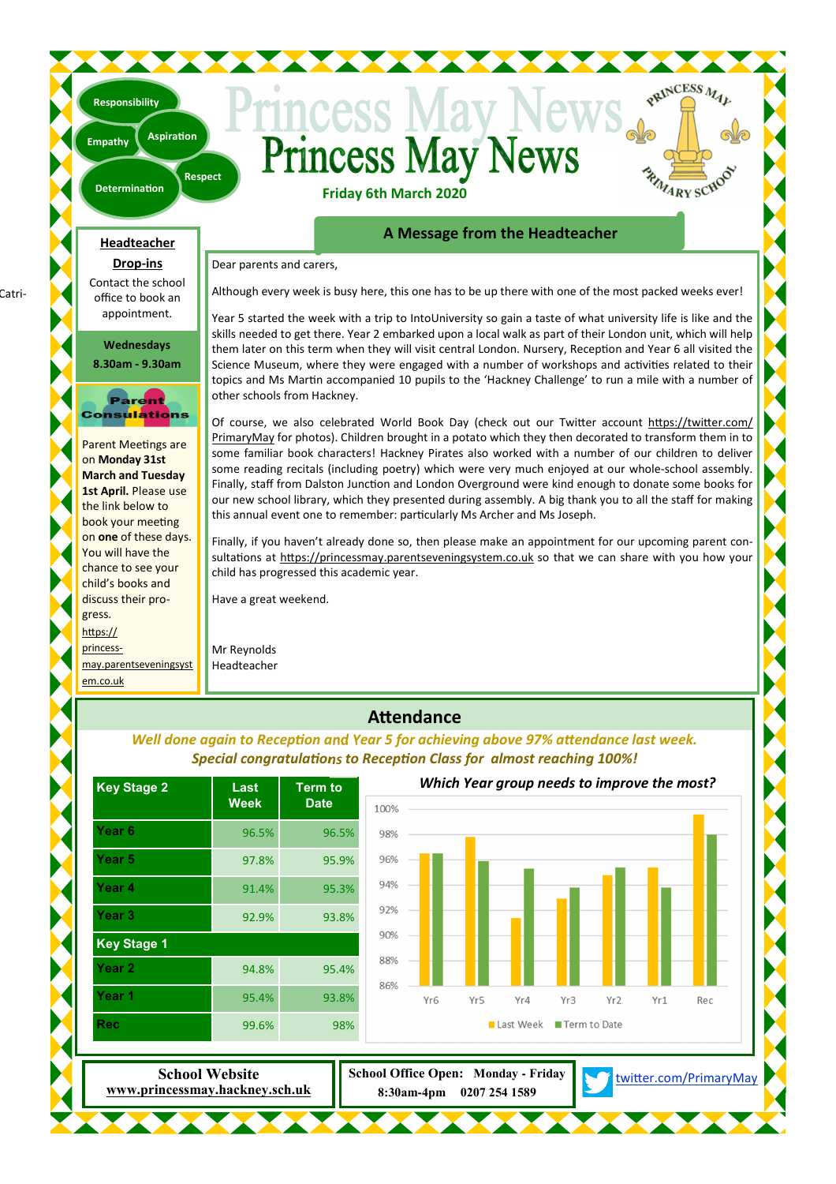Responsibility

Empathy

Aspiration

Determination

Respect

# Princess May News

**Friday 6th March 2020**

PRINCESS MAY PRIMARY SCHOOL

## Headteacher Drop-ins

Contact the school office to book an appointment.

**Wednesdays 8.30am - 9.30am**

## Parent Consultations

Parent Meetings are on **Monday 31st March and Tuesday 1st April.** Please use the link below to book your meeting on **one** of these days. You will have the chance to see your child's books and discuss their progress.

https://princess-may.parentseveningsystem.co.uk

## A Message from the Headteacher

Dear parents and carers,

Although every week is busy here, this one has to be up there with one of the most packed weeks ever!

Year 5 started the week with a trip to IntoUniversity so gain a taste of what university life is like and the skills needed to get there. Year 2 embarked upon a local walk as part of their London unit, which will help them later on this term when they will visit central London. Nursery, Reception and Year 6 all visited the Science Museum, where they were engaged with a number of workshops and activities related to their topics and Ms Martin accompanied 10 pupils to the 'Hackney Challenge' to run a mile with a number of other schools from Hackney.

Of course, we also celebrated World Book Day (check out our Twitter account https://twitter.com/PrimaryMay for photos). Children brought in a potato which they then decorated to transform them in to some familiar book characters! Hackney Pirates also worked with a number of our children to deliver some reading recitals (including poetry) which were very much enjoyed at our whole-school assembly. Finally, staff from Dalston Junction and London Overground were kind enough to donate some books for our new school library, which they presented during assembly. A big thank you to all the staff for making this annual event one to remember: particularly Ms Archer and Ms Joseph.

Finally, if you haven't already done so, then please make an appointment for our upcoming parent consultations at https://princessmay.parentseveningsystem.co.uk so that we can share with you how your child has progressed this academic year.

Have a great weekend.

Mr Reynolds
Headteacher

## Attendance

***Well done again to Reception and Year 5 for achieving above 97% attendance last week. Special congratulations to Reception Class for almost reaching 100%!***

| Key Stage 2 | Last Week | Term to Date |
|---|---|---|
| Year 6 | 96.5% | 96.5% |
| Year 5 | 97.8% | 95.9% |
| Year 4 | 91.4% | 95.3% |
| Year 3 | 92.9% | 93.8% |
| **Key Stage 1** | | |
| Year 2 | 94.8% | 95.4% |
| Year 1 | 95.4% | 93.8% |
| Rec | 99.6% | 98% |

***Which Year group needs to improve the most?***

(Chart: Last Week / Term to Date for Yr6, Yr5, Yr4, Yr3, Yr2, Yr1, Rec; axis 86%–100%)

**School Website**
**www.princessmay.hackney.sch.uk**

**School Office Open: Monday - Friday 8:30am-4pm 0207 254 1589**

twitter.com/PrimaryMay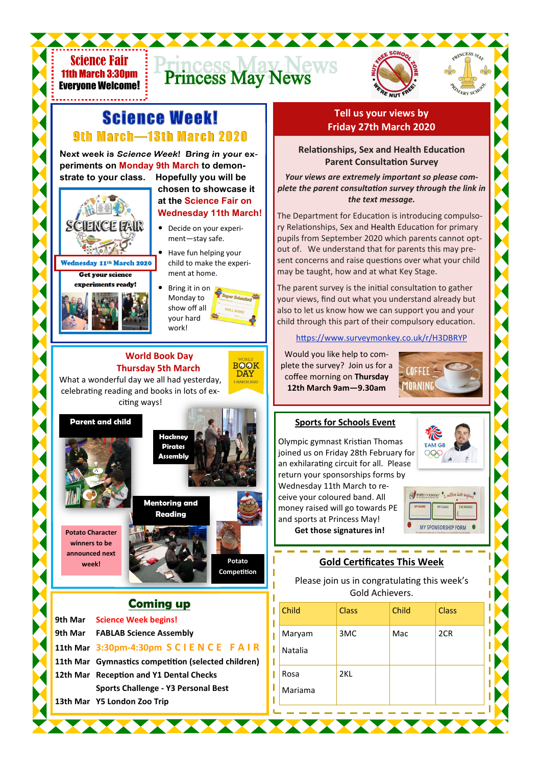**Science Fair**
**11th March 3:30pm**
**Everyone Welcome!**

# Princess May News

## Science Week!

### 9th March—13th March 2020

**Next week is *Science Week*! Bring in your experiments on Monday 9th March to demonstrate to your class. Hopefully you will be chosen to showcase it at the Science Fair on Wednesday 11th March!**

SCIENCE FAIR
Wednesday 11th March 2020
Get your science experiments ready!

- Decide on your experiment—stay safe.
- Have fun helping your child to make the experiment at home.
- Bring it in on Monday to show off all your hard work!

## World Book Day
### Thursday 5th March

What a wonderful day we all had yesterday, celebrating reading and books in lots of exciting ways!

**Parent and child**

**Hackney Pirates Assembly**

**Mentoring and Reading**

**Potato Character winners to be announced next week!**

**Potato Competition**

## Coming up

| | |
|---|---|
| **9th Mar** | **Science Week begins!** |
| **9th Mar** | **FABLAB Science Assembly** |
| **11th Mar** | **3:30pm-4:30pm SCIENCE FAIR** |
| **11th Mar** | **Gymnastics competition (selected children)** |
| **12th Mar** | **Reception and Y1 Dental Checks** |
| | **Sports Challenge - Y3 Personal Best** |
| **13th Mar** | **Y5 London Zoo Trip** |

## Tell us your views by Friday 27th March 2020

**Relationships, Sex and Health Education Parent Consultation Survey**

***Your views are extremely important so please complete the parent consultation survey through the link in the text message.***

The Department for Education is introducing compulsory Relationships, Sex and Health Education for primary pupils from September 2020 which parents cannot opt-out of. We understand that for parents this may present concerns and raise questions over what your child may be taught, how and at what Key Stage.

The parent survey is the initial consultation to gather your views, find out what you understand already but also to let us know how we can support you and your child through this part of their compulsory education.

https://www.surveymonkey.co.uk/r/H3DBRYP

Would you like help to complete the survey? Join us for a coffee morning on **Thursday 12th March 9am—9.30am**

## Sports for Schools Event

Olympic gymnast Kristian Thomas joined us on Friday 28th February for an exhilarating circuit for all. Please return your sponsorships forms by Wednesday 11th March to receive your coloured band. All money raised will go towards PE and sports at Princess May!

**Get those signatures in!**

## Gold Certificates This Week

Please join us in congratulating this week's Gold Achievers.

| Child | Class | Child | Class |
|---|---|---|---|
| Maryam<br>Natalia | 3MC | Mac | 2CR |
| Rosa<br>Mariama | 2KL | | |